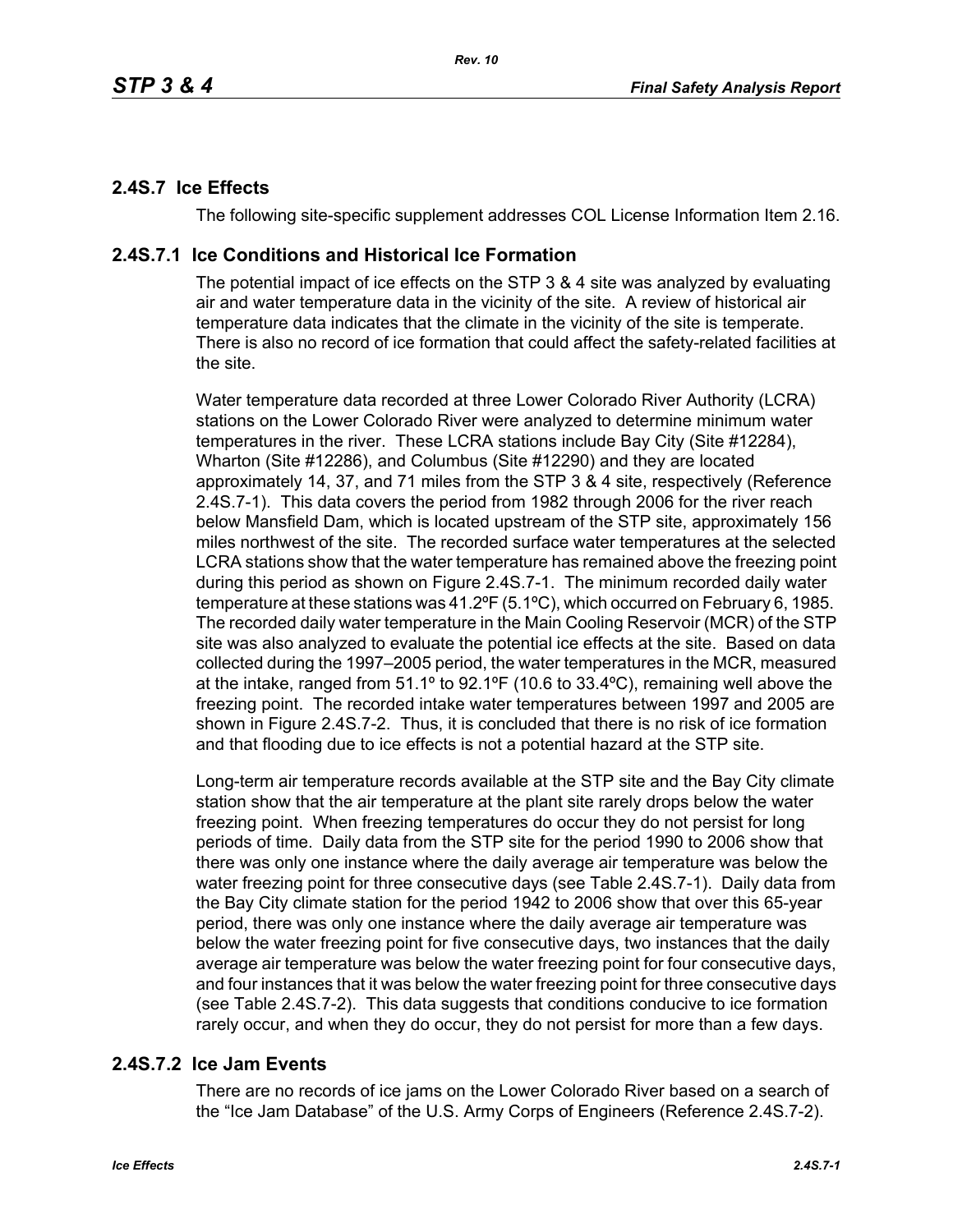## 2.4S.7 Ice Effects

The following site-specific supplement addresses COL License Information Item 2.16.

### 2.4S.7.1 Ice Conditions and Historical Ice Formation

The potential impact of ice effects on the STP 3 & 4 site was analyzed by evaluating air and water temperature data in the vicinity of the site. A review of historical air temperature data indicates that the climate in the vicinity of the site is temperate. There is also no record of ice formation that could affect the safety-related facilities at the site.

Water temperature data recorded at three Lower Colorado River Authority (LCRA) stations on the Lower Colorado River were analyzed to determine minimum water temperatures in the river. These LCRA stations include Bay City (Site #12284), Wharton (Site #12286), and Columbus (Site #12290) and they are located approximately 14, 37, and 71 miles from the STP 3 & 4 site, respectively (Reference 2.4S.7-1). This data covers the period from 1982 through 2006 for the river reach below Mansfield Dam, which is located upstream of the STP site, approximately 156 miles northwest of the site. The recorded surface water temperatures at the selected LCRA stations show that the water temperature has remained above the freezing point during this period as shown on Figure 2.4S.7-1. The minimum recorded daily water temperature at these stations was 41.2ºF (5.1ºC), which occurred on February 6, 1985. The recorded daily water temperature in the Main Cooling Reservoir (MCR) of the STP site was also analyzed to evaluate the potential ice effects at the site. Based on data collected during the 1997–2005 period, the water temperatures in the MCR, measured at the intake, ranged from 51.1º to 92.1ºF (10.6 to 33.4ºC), remaining well above the freezing point. The recorded intake water temperatures between 1997 and 2005 are shown in Figure 2.4S.7-2. Thus, it is concluded that there is no risk of ice formation and that flooding due to ice effects is not a potential hazard at the STP site.

Long-term air temperature records available at the STP site and the Bay City climate station show that the air temperature at the plant site rarely drops below the water freezing point. When freezing temperatures do occur they do not persist for long periods of time. Daily data from the STP site for the period 1990 to 2006 show that there was only one instance where the daily average air temperature was below the water freezing point for three consecutive days (see Table 2.4S.7-1). Daily data from the Bay City climate station for the period 1942 to 2006 show that over this 65-year period, there was only one instance where the daily average air temperature was below the water freezing point for five consecutive days, two instances that the daily average air temperature was below the water freezing point for four consecutive days, and four instances that it was below the water freezing point for three consecutive days (see Table 2.4S.7-2). This data suggests that conditions conducive to ice formation rarely occur, and when they do occur, they do not persist for more than a few days.

### 2.4S.7.2 Ice Jam Events

There are no records of ice jams on the Lower Colorado River based on a search of the "Ice Jam Database" of the U.S. Army Corps of Engineers (Reference 2.4S.7-2).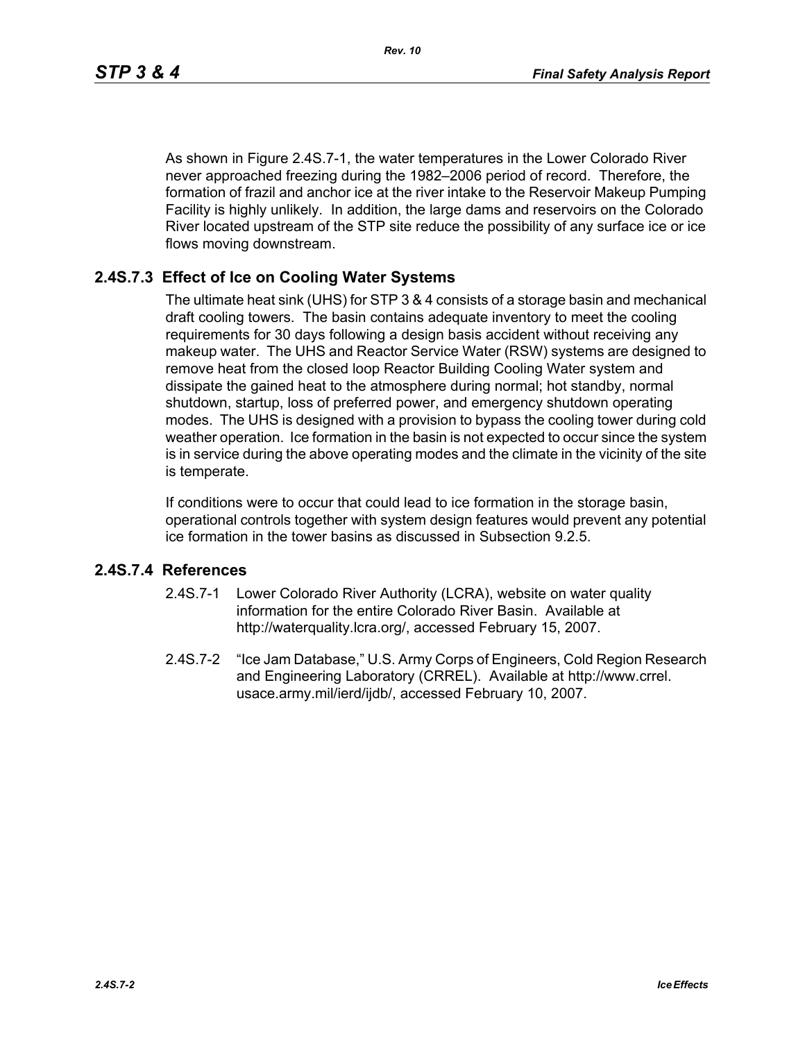As shown in Figure 2.4S.7-1, the water temperatures in the Lower Colorado River never approached freezing during the 1982–2006 period of record. Therefore, the formation of frazil and anchor ice at the river intake to the Reservoir Makeup Pumping Facility is highly unlikely. In addition, the large dams and reservoirs on the Colorado River located upstream of the STP site reduce the possibility of any surface ice or ice flows moving downstream.

## 2.4S.7.3 Effect of Ice on Cooling Water Systems

The ultimate heat sink (UHS) for STP 3 & 4 consists of a storage basin and mechanical draft cooling towers. The basin contains adequate inventory to meet the cooling requirements for 30 days following a design basis accident without receiving any makeup water. The UHS and Reactor Service Water (RSW) systems are designed to remove heat from the closed loop Reactor Building Cooling Water system and dissipate the gained heat to the atmosphere during normal; hot standby, normal shutdown, startup, loss of preferred power, and emergency shutdown operating modes. The UHS is designed with a provision to bypass the cooling tower during cold weather operation. Ice formation in the basin is not expected to occur since the system is in service during the above operating modes and the climate in the vicinity of the site is temperate.

If conditions were to occur that could lead to ice formation in the storage basin, operational controls together with system design features would prevent any potential ice formation in the tower basins as discussed in Subsection 9.2.5.

## 2.4S.7.4 References

2.4S.7-1 Lower Colorado River Authority (LCRA), website on water quality information for the entire Colorado River Basin. Available at http://waterquality.lcra.org/, accessed February 15, 2007.

2.4S.7-2 "Ice Jam Database," U.S. Army Corps of Engineers, Cold Region Research and Engineering Laboratory (CRREL). Available at http://www.crrel.usace.army.mil/ierd/ijdb/, accessed February 10, 2007.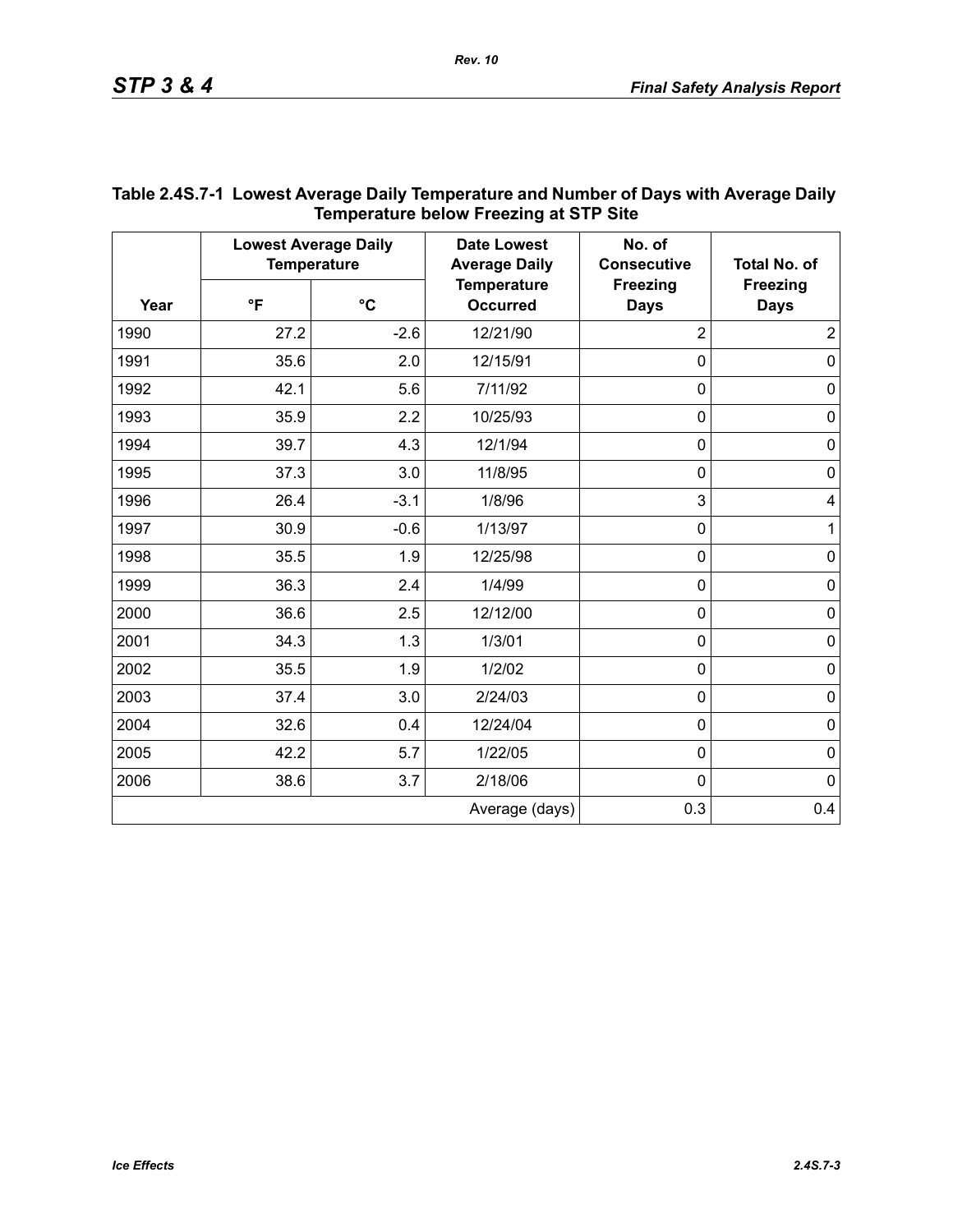**Table 2.4S.7-1 Lowest Average Daily Temperature and Number of Days with Average Daily Temperature below Freezing at STP Site**

| Year | Lowest Average Daily Temperature | | Date Lowest Average Daily Temperature Occurred | No. of Consecutive Freezing Days | Total No. of Freezing Days |
|---|---|---|---|---|---|
| | °F | °C | | | |
| 1990 | 27.2 | -2.6 | 12/21/90 | 2 | 2 |
| 1991 | 35.6 | 2.0 | 12/15/91 | 0 | 0 |
| 1992 | 42.1 | 5.6 | 7/11/92 | 0 | 0 |
| 1993 | 35.9 | 2.2 | 10/25/93 | 0 | 0 |
| 1994 | 39.7 | 4.3 | 12/1/94 | 0 | 0 |
| 1995 | 37.3 | 3.0 | 11/8/95 | 0 | 0 |
| 1996 | 26.4 | -3.1 | 1/8/96 | 3 | 4 |
| 1997 | 30.9 | -0.6 | 1/13/97 | 0 | 1 |
| 1998 | 35.5 | 1.9 | 12/25/98 | 0 | 0 |
| 1999 | 36.3 | 2.4 | 1/4/99 | 0 | 0 |
| 2000 | 36.6 | 2.5 | 12/12/00 | 0 | 0 |
| 2001 | 34.3 | 1.3 | 1/3/01 | 0 | 0 |
| 2002 | 35.5 | 1.9 | 1/2/02 | 0 | 0 |
| 2003 | 37.4 | 3.0 | 2/24/03 | 0 | 0 |
| 2004 | 32.6 | 0.4 | 12/24/04 | 0 | 0 |
| 2005 | 42.2 | 5.7 | 1/22/05 | 0 | 0 |
| 2006 | 38.6 | 3.7 | 2/18/06 | 0 | 0 |
| | | | Average (days) | 0.3 | 0.4 |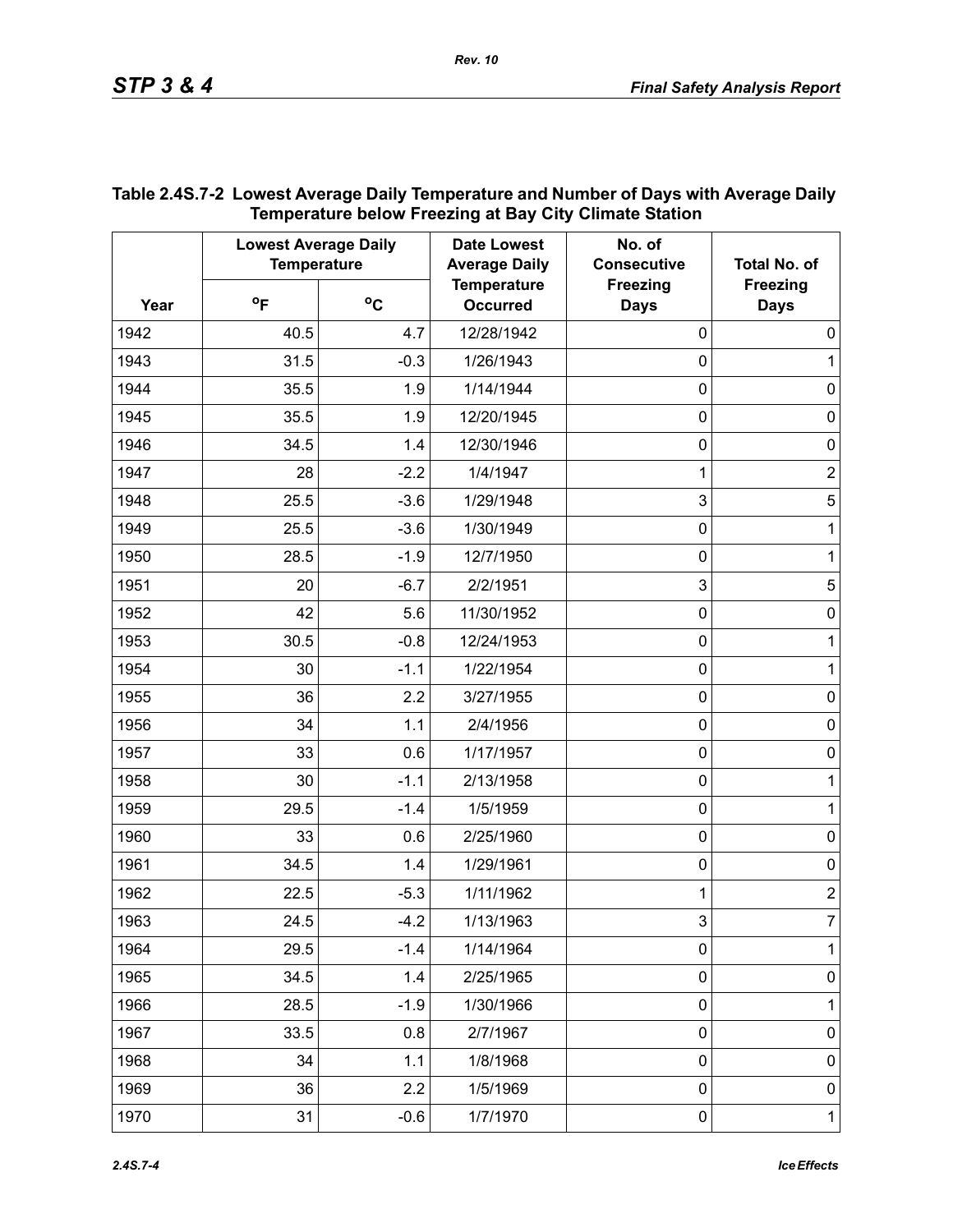**Table 2.4S.7-2 Lowest Average Daily Temperature and Number of Days with Average Daily Temperature below Freezing at Bay City Climate Station**

| Year | Lowest Average Daily Temperature | | Date Lowest Average Daily Temperature Occurred | No. of Consecutive Freezing Days | Total No. of Freezing Days |
|---|---|---|---|---|---|
| | °F | °C | | | |
| 1942 | 40.5 | 4.7 | 12/28/1942 | 0 | 0 |
| 1943 | 31.5 | -0.3 | 1/26/1943 | 0 | 1 |
| 1944 | 35.5 | 1.9 | 1/14/1944 | 0 | 0 |
| 1945 | 35.5 | 1.9 | 12/20/1945 | 0 | 0 |
| 1946 | 34.5 | 1.4 | 12/30/1946 | 0 | 0 |
| 1947 | 28 | -2.2 | 1/4/1947 | 1 | 2 |
| 1948 | 25.5 | -3.6 | 1/29/1948 | 3 | 5 |
| 1949 | 25.5 | -3.6 | 1/30/1949 | 0 | 1 |
| 1950 | 28.5 | -1.9 | 12/7/1950 | 0 | 1 |
| 1951 | 20 | -6.7 | 2/2/1951 | 3 | 5 |
| 1952 | 42 | 5.6 | 11/30/1952 | 0 | 0 |
| 1953 | 30.5 | -0.8 | 12/24/1953 | 0 | 1 |
| 1954 | 30 | -1.1 | 1/22/1954 | 0 | 1 |
| 1955 | 36 | 2.2 | 3/27/1955 | 0 | 0 |
| 1956 | 34 | 1.1 | 2/4/1956 | 0 | 0 |
| 1957 | 33 | 0.6 | 1/17/1957 | 0 | 0 |
| 1958 | 30 | -1.1 | 2/13/1958 | 0 | 1 |
| 1959 | 29.5 | -1.4 | 1/5/1959 | 0 | 1 |
| 1960 | 33 | 0.6 | 2/25/1960 | 0 | 0 |
| 1961 | 34.5 | 1.4 | 1/29/1961 | 0 | 0 |
| 1962 | 22.5 | -5.3 | 1/11/1962 | 1 | 2 |
| 1963 | 24.5 | -4.2 | 1/13/1963 | 3 | 7 |
| 1964 | 29.5 | -1.4 | 1/14/1964 | 0 | 1 |
| 1965 | 34.5 | 1.4 | 2/25/1965 | 0 | 0 |
| 1966 | 28.5 | -1.9 | 1/30/1966 | 0 | 1 |
| 1967 | 33.5 | 0.8 | 2/7/1967 | 0 | 0 |
| 1968 | 34 | 1.1 | 1/8/1968 | 0 | 0 |
| 1969 | 36 | 2.2 | 1/5/1969 | 0 | 0 |
| 1970 | 31 | -0.6 | 1/7/1970 | 0 | 1 |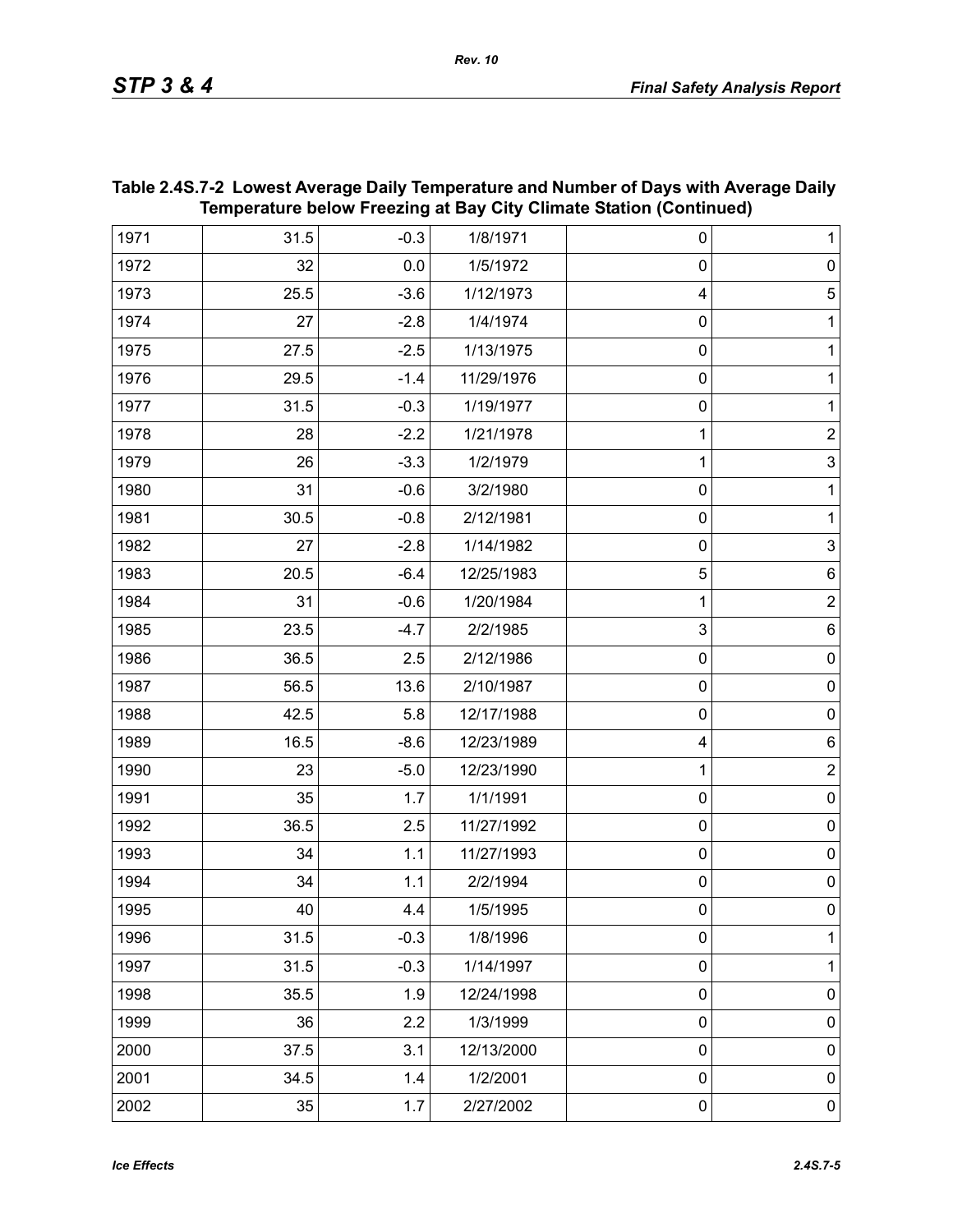**Table 2.4S.7-2 Lowest Average Daily Temperature and Number of Days with Average Daily Temperature below Freezing at Bay City Climate Station (Continued)**

| | | | | | |
|---|---|---|---|---|---|
| 1971 | 31.5 | -0.3 | 1/8/1971 | 0 | 1 |
| 1972 | 32 | 0.0 | 1/5/1972 | 0 | 0 |
| 1973 | 25.5 | -3.6 | 1/12/1973 | 4 | 5 |
| 1974 | 27 | -2.8 | 1/4/1974 | 0 | 1 |
| 1975 | 27.5 | -2.5 | 1/13/1975 | 0 | 1 |
| 1976 | 29.5 | -1.4 | 11/29/1976 | 0 | 1 |
| 1977 | 31.5 | -0.3 | 1/19/1977 | 0 | 1 |
| 1978 | 28 | -2.2 | 1/21/1978 | 1 | 2 |
| 1979 | 26 | -3.3 | 1/2/1979 | 1 | 3 |
| 1980 | 31 | -0.6 | 3/2/1980 | 0 | 1 |
| 1981 | 30.5 | -0.8 | 2/12/1981 | 0 | 1 |
| 1982 | 27 | -2.8 | 1/14/1982 | 0 | 3 |
| 1983 | 20.5 | -6.4 | 12/25/1983 | 5 | 6 |
| 1984 | 31 | -0.6 | 1/20/1984 | 1 | 2 |
| 1985 | 23.5 | -4.7 | 2/2/1985 | 3 | 6 |
| 1986 | 36.5 | 2.5 | 2/12/1986 | 0 | 0 |
| 1987 | 56.5 | 13.6 | 2/10/1987 | 0 | 0 |
| 1988 | 42.5 | 5.8 | 12/17/1988 | 0 | 0 |
| 1989 | 16.5 | -8.6 | 12/23/1989 | 4 | 6 |
| 1990 | 23 | -5.0 | 12/23/1990 | 1 | 2 |
| 1991 | 35 | 1.7 | 1/1/1991 | 0 | 0 |
| 1992 | 36.5 | 2.5 | 11/27/1992 | 0 | 0 |
| 1993 | 34 | 1.1 | 11/27/1993 | 0 | 0 |
| 1994 | 34 | 1.1 | 2/2/1994 | 0 | 0 |
| 1995 | 40 | 4.4 | 1/5/1995 | 0 | 0 |
| 1996 | 31.5 | -0.3 | 1/8/1996 | 0 | 1 |
| 1997 | 31.5 | -0.3 | 1/14/1997 | 0 | 1 |
| 1998 | 35.5 | 1.9 | 12/24/1998 | 0 | 0 |
| 1999 | 36 | 2.2 | 1/3/1999 | 0 | 0 |
| 2000 | 37.5 | 3.1 | 12/13/2000 | 0 | 0 |
| 2001 | 34.5 | 1.4 | 1/2/2001 | 0 | 0 |
| 2002 | 35 | 1.7 | 2/27/2002 | 0 | 0 |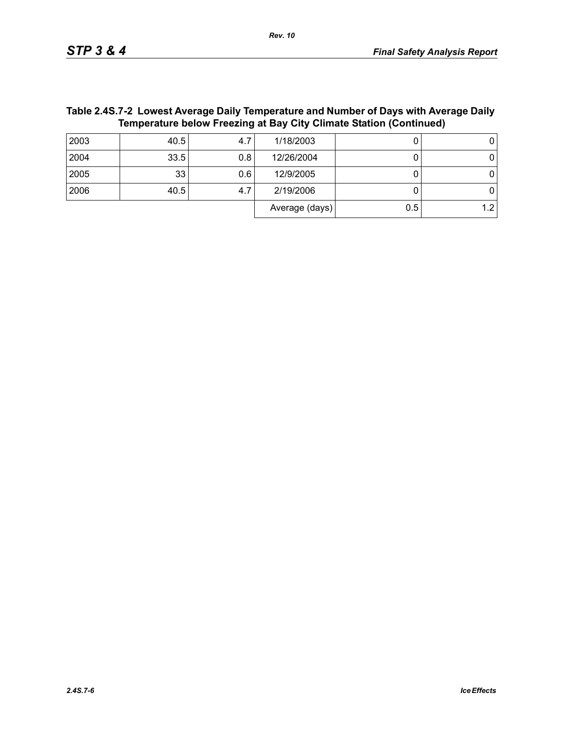**Table 2.4S.7-2 Lowest Average Daily Temperature and Number of Days with Average Daily Temperature below Freezing at Bay City Climate Station (Continued)**

| | | | | | |
|---|---|---|---|---|---|
| 2003 | 40.5 | 4.7 | 1/18/2003 | 0 | 0 |
| 2004 | 33.5 | 0.8 | 12/26/2004 | 0 | 0 |
| 2005 | 33 | 0.6 | 12/9/2005 | 0 | 0 |
| 2006 | 40.5 | 4.7 | 2/19/2006 | 0 | 0 |
| | | | Average (days) | 0.5 | 1.2 |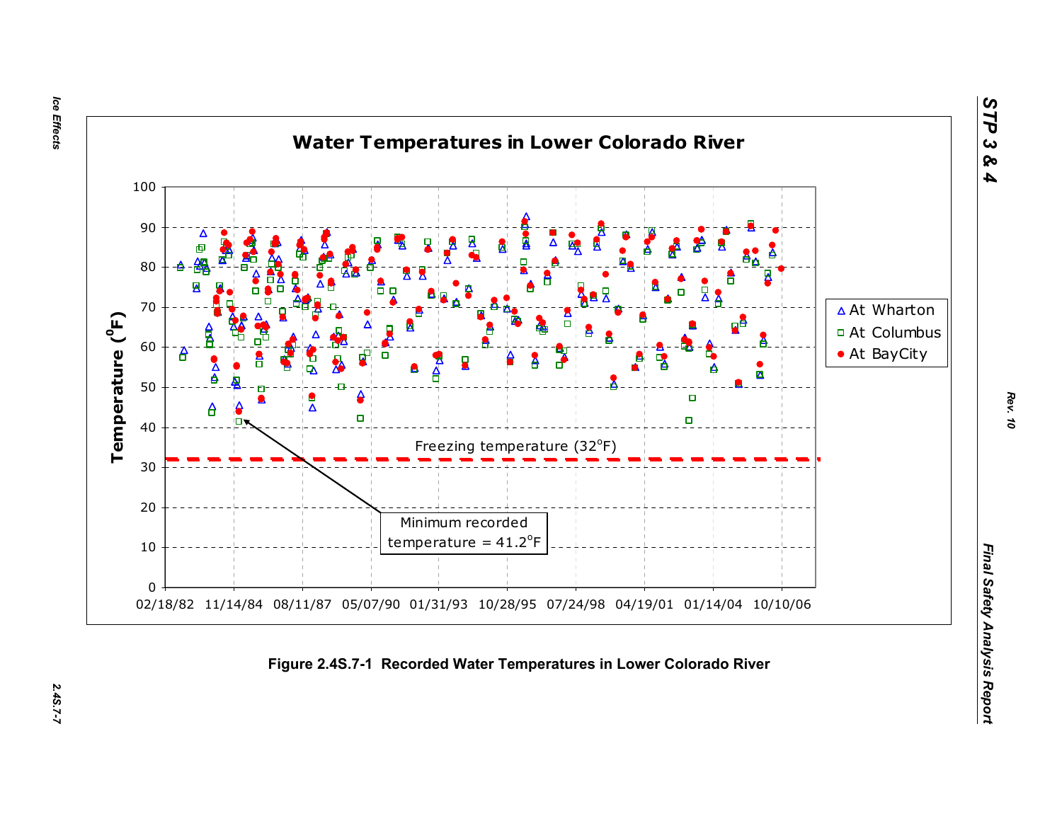Figure 2.4S.7-1 Recorded Water Temperatures in Lower Colorado River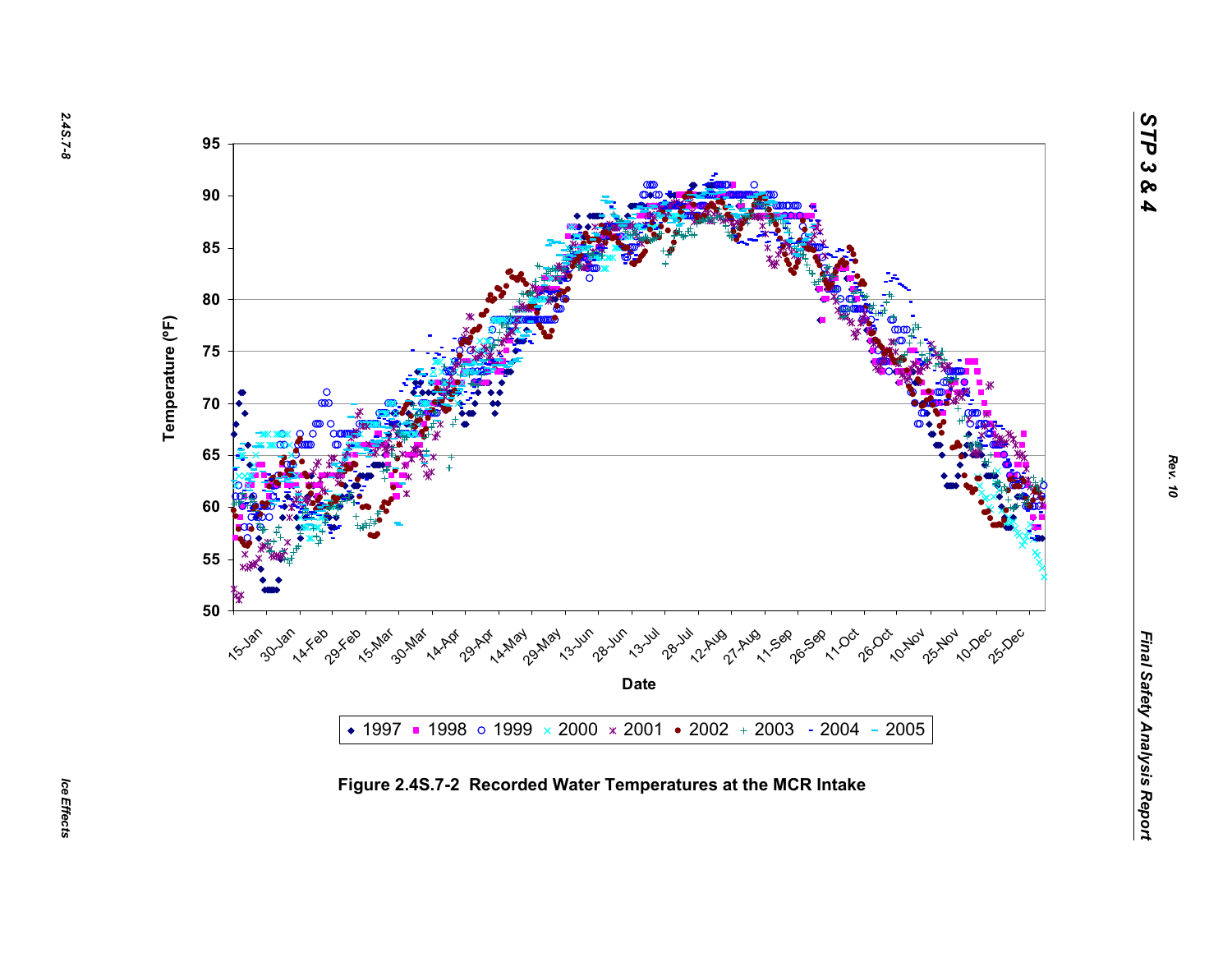95
90
85
80
75
70
65
60
55
50

Temperature (ºF)

15-Jan
30-Jan
14-Feb
29-Feb
15-Mar
30-Mar
14-Apr
29-Apr
14-May
29-May
13-Jun
28-Jun
13-Jul
28-Jul
12-Aug
27-Aug
11-Sep
26-Sep
11-Oct
26-Oct
10-Nov
25-Nov
10-Dec
25-Dec

Date

1997 1998 1999 2000 2001 2002 2003 2004 2005

**Figure 2.4S.7-2 Recorded Water Temperatures at the MCR Intake**